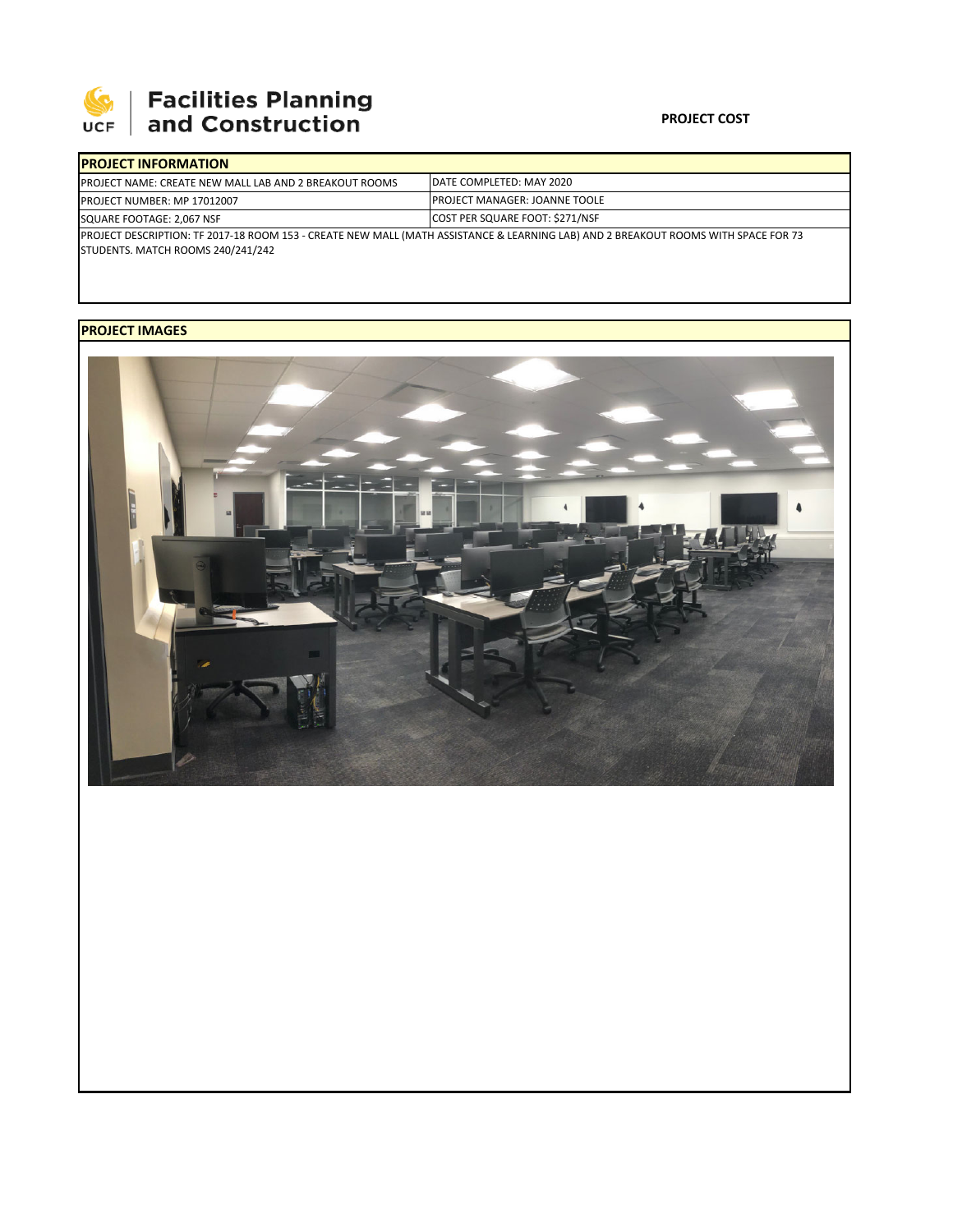Facilities Planning and Construction

**PROJECT COST**

## PROJECT INFORMATION

| PROJECT NAME: CREATE NEW MALL LAB AND 2 BREAKOUT ROOMS | DATE COMPLETED: MAY 2020 |
|---|---|
| PROJECT NUMBER: MP 17012007 | PROJECT MANAGER: JOANNE TOOLE |
| SQUARE FOOTAGE: 2,067 NSF | COST PER SQUARE FOOT: $271/NSF |

PROJECT DESCRIPTION: TF 2017-18 ROOM 153 - CREATE NEW MALL (MATH ASSISTANCE & LEARNING LAB) AND 2 BREAKOUT ROOMS WITH SPACE FOR 73 STUDENTS. MATCH ROOMS 240/241/242

## PROJECT IMAGES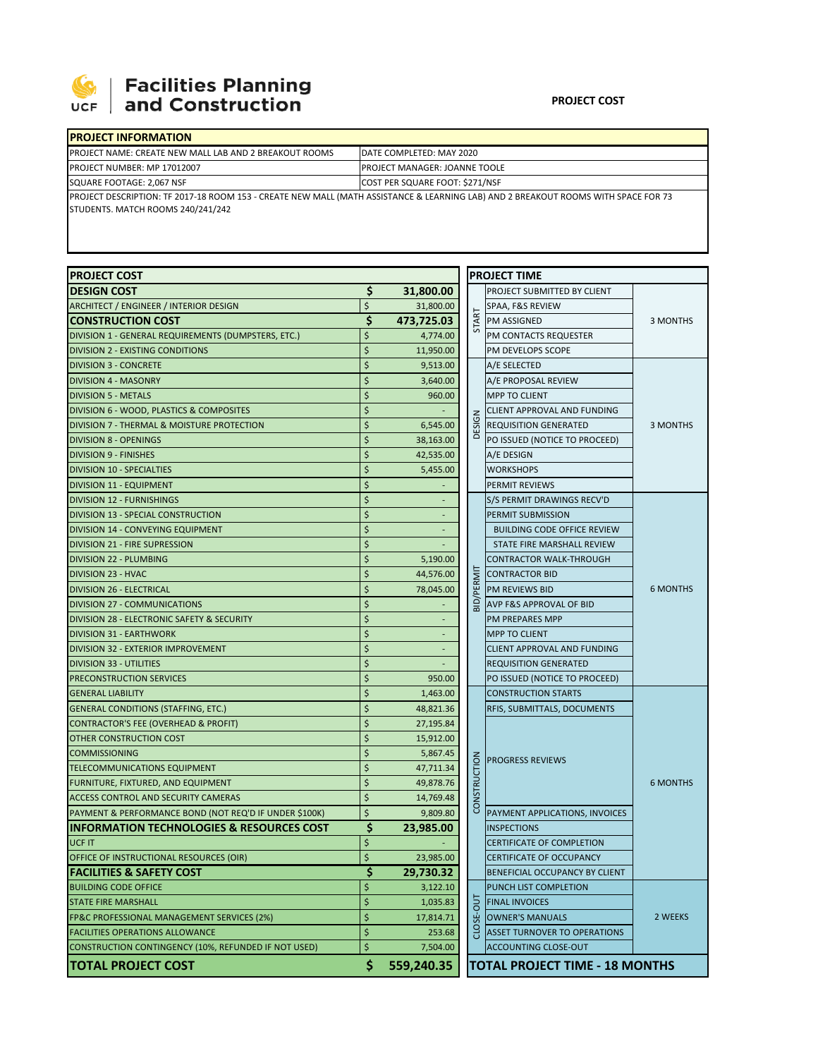# Facilities Planning and Construction

**PROJECT COST**

| PROJECT INFORMATION | |
|---|---|
| PROJECT NAME: CREATE NEW MALL LAB AND 2 BREAKOUT ROOMS | DATE COMPLETED: MAY 2020 |
| PROJECT NUMBER: MP 17012007 | PROJECT MANAGER: JOANNE TOOLE |
| SQUARE FOOTAGE: 2,067 NSF | COST PER SQUARE FOOT: $271/NSF |

PROJECT DESCRIPTION: TF 2017-18 ROOM 153 - CREATE NEW MALL (MATH ASSISTANCE & LEARNING LAB) AND 2 BREAKOUT ROOMS WITH SPACE FOR 73 STUDENTS. MATCH ROOMS 240/241/242

| PROJECT COST | |
|---|---|
| **DESIGN COST** | **$ 31,800.00** |
| ARCHITECT / ENGINEER / INTERIOR DESIGN | $ 31,800.00 |
| **CONSTRUCTION COST** | **$ 473,725.03** |
| DIVISION 1 - GENERAL REQUIREMENTS (DUMPSTERS, ETC.) | $ 4,774.00 |
| DIVISION 2 - EXISTING CONDITIONS | $ 11,950.00 |
| DIVISION 3 - CONCRETE | $ 9,513.00 |
| DIVISION 4 - MASONRY | $ 3,640.00 |
| DIVISION 5 - METALS | $ 960.00 |
| DIVISION 6 - WOOD, PLASTICS & COMPOSITES | $ - |
| DIVISION 7 - THERMAL & MOISTURE PROTECTION | $ 6,545.00 |
| DIVISION 8 - OPENINGS | $ 38,163.00 |
| DIVISION 9 - FINISHES | $ 42,535.00 |
| DIVISION 10 - SPECIALTIES | $ 5,455.00 |
| DIVISION 11 - EQUIPMENT | $ - |
| DIVISION 12 - FURNISHINGS | $ - |
| DIVISION 13 - SPECIAL CONSTRUCTION | $ - |
| DIVISION 14 - CONVEYING EQUIPMENT | $ - |
| DIVISION 21 - FIRE SUPRESSION | $ - |
| DIVISION 22 - PLUMBING | $ 5,190.00 |
| DIVISION 23 - HVAC | $ 44,576.00 |
| DIVISION 26 - ELECTRICAL | $ 78,045.00 |
| DIVISION 27 - COMMUNICATIONS | $ - |
| DIVISION 28 - ELECTRONIC SAFETY & SECURITY | $ - |
| DIVISION 31 - EARTHWORK | $ - |
| DIVISION 32 - EXTERIOR IMPROVEMENT | $ - |
| DIVISION 33 - UTILITIES | $ - |
| PRECONSTRUCTION SERVICES | $ 950.00 |
| GENERAL LIABILITY | $ 1,463.00 |
| GENERAL CONDITIONS (STAFFING, ETC.) | $ 48,821.36 |
| CONTRACTOR'S FEE (OVERHEAD & PROFIT) | $ 27,195.84 |
| OTHER CONSTRUCTION COST | $ 15,912.00 |
| COMMISSIONING | $ 5,867.45 |
| TELECOMMUNICATIONS EQUIPMENT | $ 47,711.34 |
| FURNITURE, FIXTURED, AND EQUIPMENT | $ 49,878.76 |
| ACCESS CONTROL AND SECURITY CAMERAS | $ 14,769.48 |
| PAYMENT & PERFORMANCE BOND (NOT REQ'D IF UNDER $100K) | $ 9,809.80 |
| **INFORMATION TECHNOLOGIES & RESOURCES COST** | **$ 23,985.00** |
| UCF IT | $ - |
| OFFICE OF INSTRUCTIONAL RESOURCES (OIR) | $ 23,985.00 |
| **FACILITIES & SAFETY COST** | **$ 29,730.32** |
| BUILDING CODE OFFICE | $ 3,122.10 |
| STATE FIRE MARSHALL | $ 1,035.83 |
| FP&C PROFESSIONAL MANAGEMENT SERVICES (2%) | $ 17,814.71 |
| FACILITIES OPERATIONS ALLOWANCE | $ 253.68 |
| CONSTRUCTION CONTINGENCY (10%, REFUNDED IF NOT USED) | $ 7,504.00 |
| **TOTAL PROJECT COST** | **$ 559,240.35** |

| PROJECT TIME | | |
|---|---|---|
| START | PROJECT SUBMITTED BY CLIENT | 3 MONTHS |
| | SPAA, F&S REVIEW | |
| | PM ASSIGNED | |
| | PM CONTACTS REQUESTER | |
| | PM DEVELOPS SCOPE | |
| DESIGN | A/E SELECTED | 3 MONTHS |
| | A/E PROPOSAL REVIEW | |
| | MPP TO CLIENT | |
| | CLIENT APPROVAL AND FUNDING | |
| | REQUISITION GENERATED | |
| | PO ISSUED (NOTICE TO PROCEED) | |
| | A/E DESIGN | |
| | WORKSHOPS | |
| | PERMIT REVIEWS | |
| BID/PERMIT | S/S PERMIT DRAWINGS RECV'D | 6 MONTHS |
| | PERMIT SUBMISSION | |
| | BUILDING CODE OFFICE REVIEW | |
| | STATE FIRE MARSHALL REVIEW | |
| | CONTRACTOR WALK-THROUGH | |
| | CONTRACTOR BID | |
| | PM REVIEWS BID | |
| | AVP F&S APPROVAL OF BID | |
| | PM PREPARES MPP | |
| | MPP TO CLIENT | |
| | CLIENT APPROVAL AND FUNDING | |
| | REQUISITION GENERATED | |
| | PO ISSUED (NOTICE TO PROCEED) | |
| CONSTRUCTION | CONSTRUCTION STARTS | 6 MONTHS |
| | RFIS, SUBMITTALS, DOCUMENTS | |
| | PROGRESS REVIEWS | |
| | PAYMENT APPLICATIONS, INVOICES | |
| | INSPECTIONS | |
| | CERTIFICATE OF COMPLETION | |
| | CERTIFICATE OF OCCUPANCY | |
| | BENEFICIAL OCCUPANCY BY CLIENT | |
| CLOSE-OUT | PUNCH LIST COMPLETION | 2 WEEKS |
| | FINAL INVOICES | |
| | OWNER'S MANUALS | |
| | ASSET TURNOVER TO OPERATIONS | |
| | ACCOUNTING CLOSE-OUT | |
| **TOTAL PROJECT TIME - 18 MONTHS** | | |